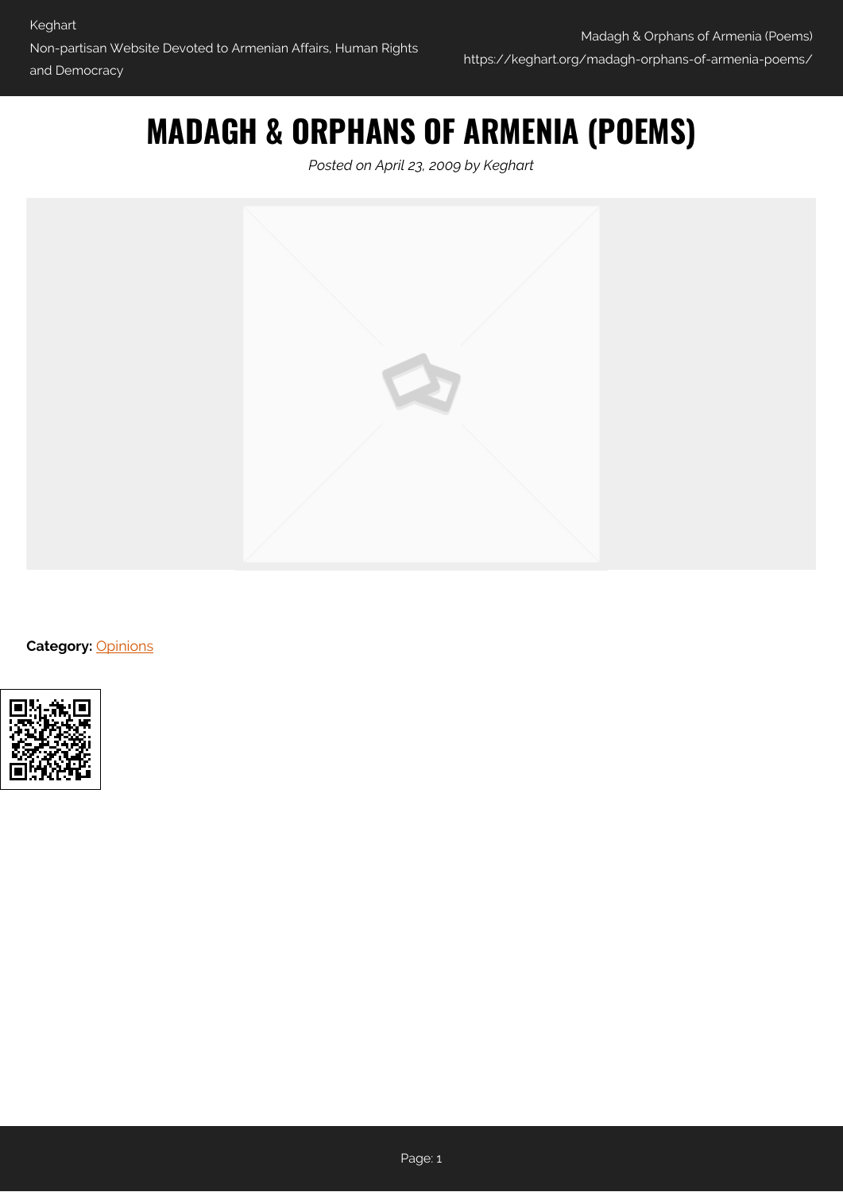# MADAGH & ORPHANS OF ARMENIA (POEMS)

*Posted on April 23, 2009 by Keghart*

**Category:** Opinions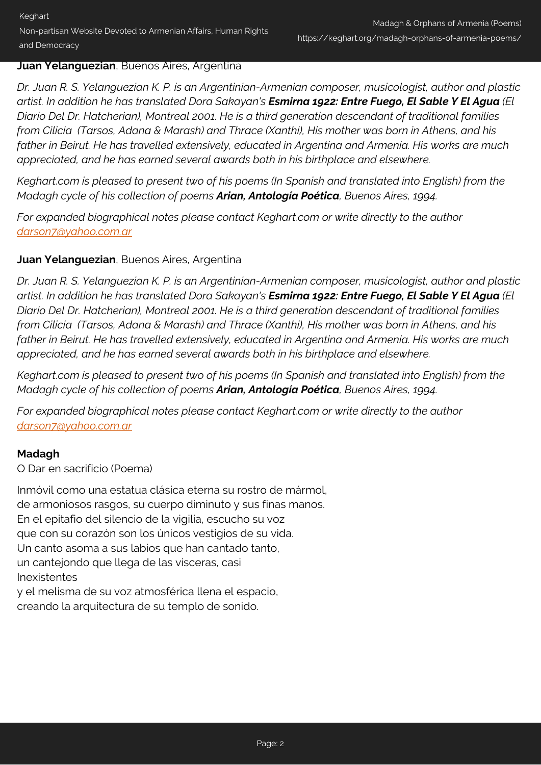**Juan Yelanguezian**, Buenos Aires, Argentina

*Dr. Juan R. S. Yelanguezian K. P. is an Argentinian-Armenian composer, musicologist, author and plastic artist. In addition he has translated Dora Sakayan's* ***Esmirna 1922: Entre Fuego, El Sable Y El Agua*** *(El Diario Del Dr. Hatcherian), Montreal 2001. He is a third generation descendant of traditional families from Cilicia (Tarsos, Adana & Marash) and Thrace (Xanthi), His mother was born in Athens, and his father in Beirut. He has travelled extensively, educated in Argentina and Armenia. His works are much appreciated, and he has earned several awards both in his birthplace and elsewhere.*

*Keghart.com is pleased to present two of his poems (In Spanish and translated into English) from the Madagh cycle of his collection of poems* ***Arian, Antología Poética****, Buenos Aires, 1994.*

*For expanded biographical notes please contact Keghart.com or write directly to the author* *darson7@yahoo.com.ar*

**Juan Yelanguezian**, Buenos Aires, Argentina

*Dr. Juan R. S. Yelanguezian K. P. is an Argentinian-Armenian composer, musicologist, author and plastic artist. In addition he has translated Dora Sakayan's* ***Esmirna 1922: Entre Fuego, El Sable Y El Agua*** *(El Diario Del Dr. Hatcherian), Montreal 2001. He is a third generation descendant of traditional families from Cilicia (Tarsos, Adana & Marash) and Thrace (Xanthi), His mother was born in Athens, and his father in Beirut. He has travelled extensively, educated in Argentina and Armenia. His works are much appreciated, and he has earned several awards both in his birthplace and elsewhere.*

*Keghart.com is pleased to present two of his poems (In Spanish and translated into English) from the Madagh cycle of his collection of poems* ***Arian, Antología Poética****, Buenos Aires, 1994.*

*For expanded biographical notes please contact Keghart.com or write directly to the author* *darson7@yahoo.com.ar*

**Madagh**
O Dar en sacrificio (Poema)

Inmóvil como una estatua clásica eterna su rostro de mármol,
de armoniosos rasgos, su cuerpo diminuto y sus finas manos.
En el epitafio del silencio de la vigilia, escucho su voz
que con su corazón son los únicos vestigios de su vida.
Un canto asoma a sus labios que han cantado tanto,
un cantejondo que llega de las vísceras, casi
Inexistentes
y el melisma de su voz atmosférica llena el espacio,
creando la arquitectura de su templo de sonido.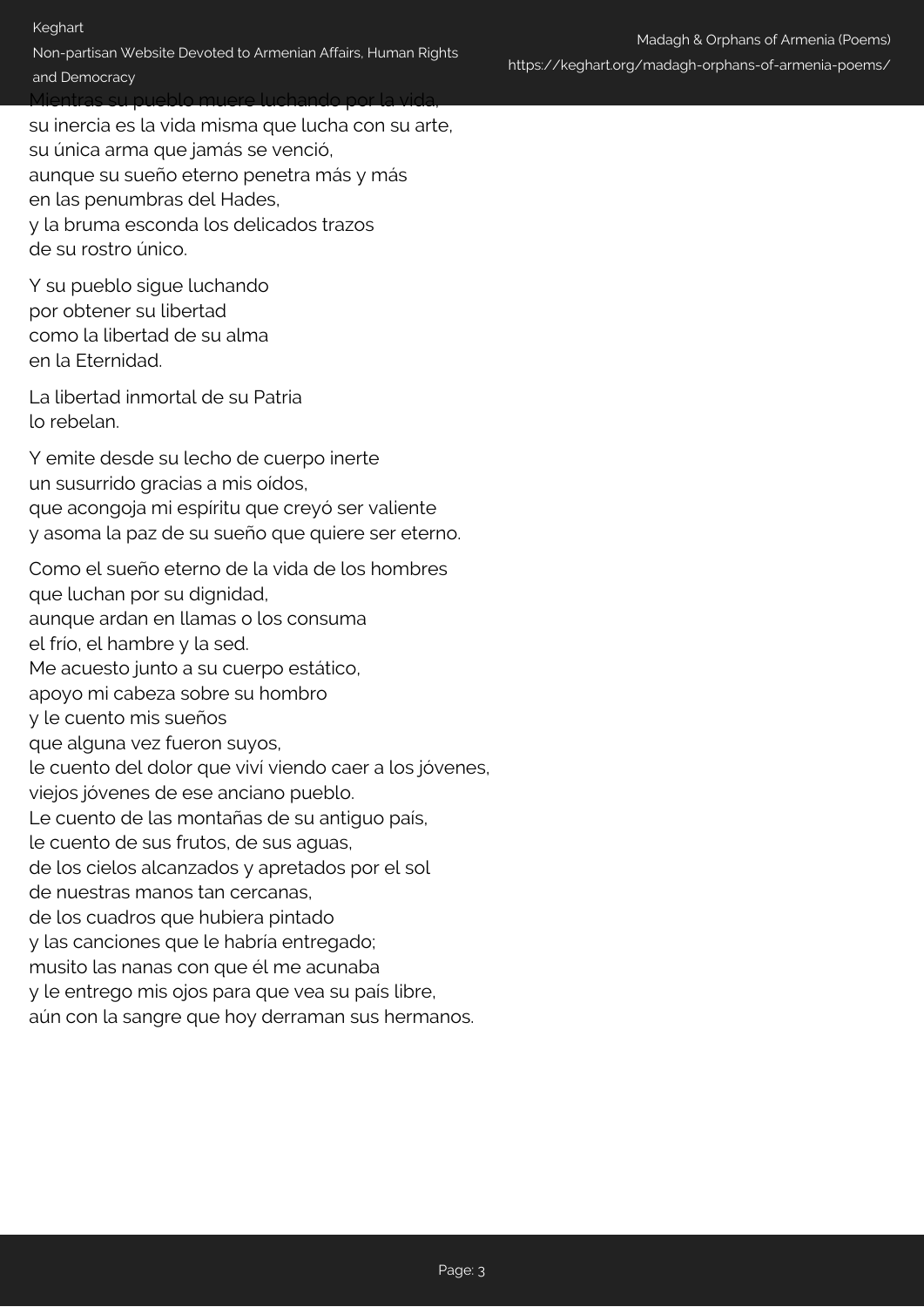Mientras su pueblo muere luchando por la vida,
su inercia es la vida misma que lucha con su arte,
su única arma que jamás se venció,
aunque su sueño eterno penetra más y más
en las penumbras del Hades,
y la bruma esconda los delicados trazos
de su rostro único.

Y su pueblo sigue luchando
por obtener su libertad
como la libertad de su alma
en la Eternidad.

La libertad inmortal de su Patria
lo rebelan.

Y emite desde su lecho de cuerpo inerte
un susurrido gracias a mis oídos,
que acongoja mi espíritu que creyó ser valiente
y asoma la paz de su sueño que quiere ser eterno.

Como el sueño eterno de la vida de los hombres
que luchan por su dignidad,
aunque ardan en llamas o los consuma
el frío, el hambre y la sed.
Me acuesto junto a su cuerpo estático,
apoyo mi cabeza sobre su hombro
y le cuento mis sueños
que alguna vez fueron suyos,
le cuento del dolor que viví viendo caer a los jóvenes,
viejos jóvenes de ese anciano pueblo.
Le cuento de las montañas de su antiguo país,
le cuento de sus frutos, de sus aguas,
de los cielos alcanzados y apretados por el sol
de nuestras manos tan cercanas,
de los cuadros que hubiera pintado
y las canciones que le habría entregado;
musito las nanas con que él me acunaba
y le entrego mis ojos para que vea su país libre,
aún con la sangre que hoy derraman sus hermanos.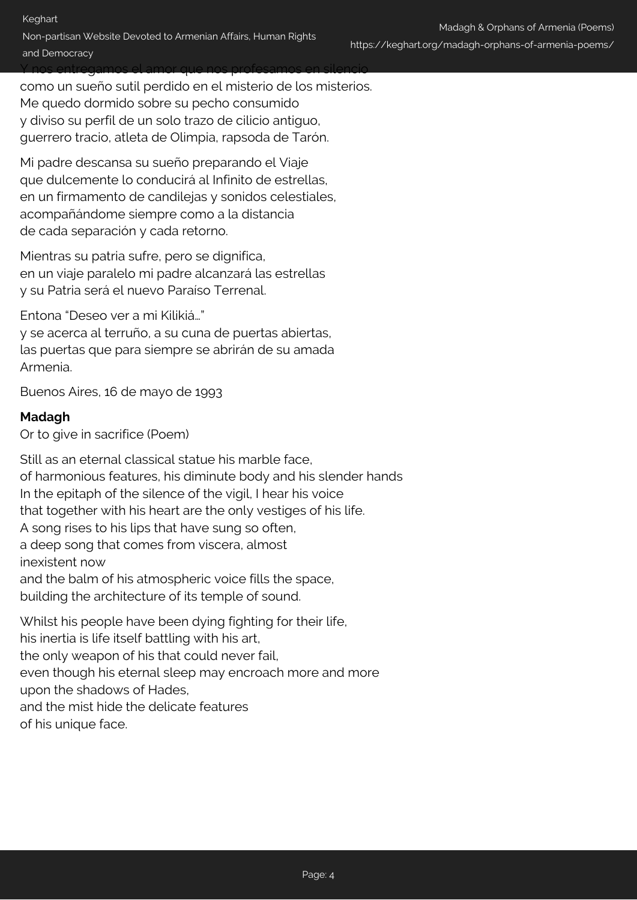Y nos entregamos el amor que nos profesamos en silencio
como un sueño sutil perdido en el misterio de los misterios.
Me quedo dormido sobre su pecho consumido
y diviso su perfil de un solo trazo de cilicio antiguo,
guerrero tracio, atleta de Olimpia, rapsoda de Tarón.

Mi padre descansa su sueño preparando el Viaje
que dulcemente lo conducirá al Infinito de estrellas,
en un firmamento de candilejas y sonidos celestiales,
acompañándome siempre como a la distancia
de cada separación y cada retorno.

Mientras su patria sufre, pero se dignifica,
en un viaje paralelo mi padre alcanzará las estrellas
y su Patria será el nuevo Paraíso Terrenal.

Entona "Deseo ver a mi Kilikiá…"
y se acerca al terruño, a su cuna de puertas abiertas,
las puertas que para siempre se abrirán de su amada
Armenia.

Buenos Aires, 16 de mayo de 1993

**Madagh**
Or to give in sacrifice (Poem)

Still as an eternal classical statue his marble face,
of harmonious features, his diminute body and his slender hands
In the epitaph of the silence of the vigil, I hear his voice
that together with his heart are the only vestiges of his life.
A song rises to his lips that have sung so often,
a deep song that comes from viscera, almost
inexistent now
and the balm of his atmospheric voice fills the space,
building the architecture of its temple of sound.

Whilst his people have been dying fighting for their life,
his inertia is life itself battling with his art,
the only weapon of his that could never fail,
even though his eternal sleep may encroach more and more
upon the shadows of Hades,
and the mist hide the delicate features
of his unique face.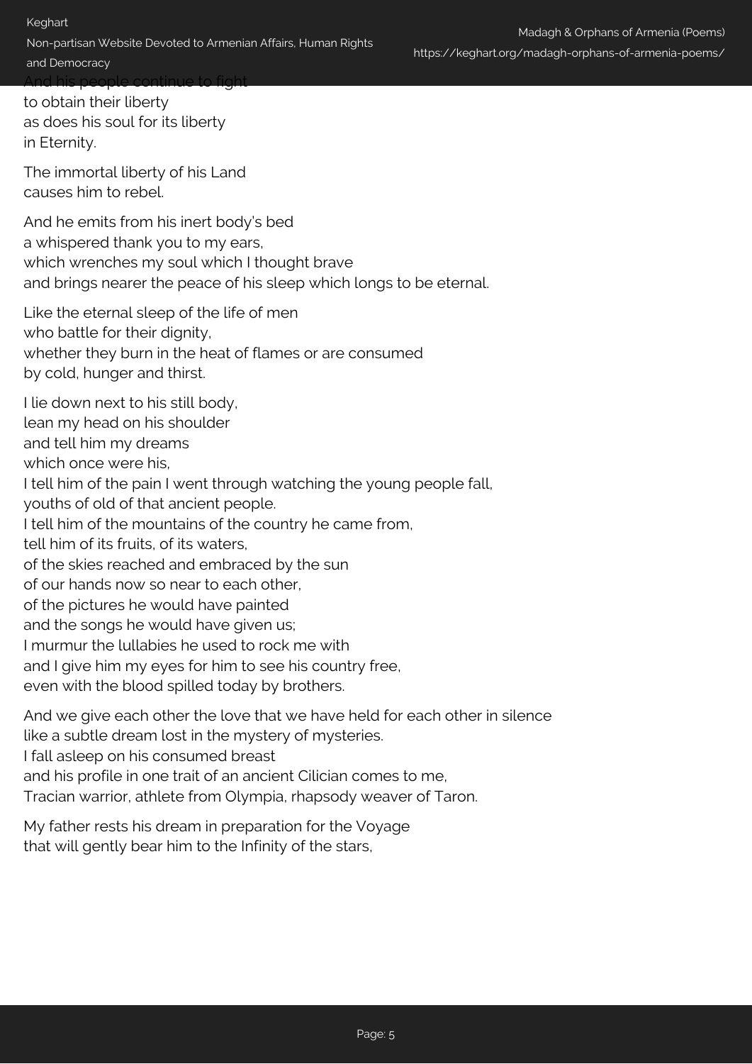And his people continue to fight
to obtain their liberty
as does his soul for its liberty
in Eternity.

The immortal liberty of his Land
causes him to rebel.

And he emits from his inert body's bed
a whispered thank you to my ears,
which wrenches my soul which I thought brave
and brings nearer the peace of his sleep which longs to be eternal.

Like the eternal sleep of the life of men
who battle for their dignity,
whether they burn in the heat of flames or are consumed
by cold, hunger and thirst.

I lie down next to his still body,
lean my head on his shoulder
and tell him my dreams
which once were his,
I tell him of the pain I went through watching the young people fall,
youths of old of that ancient people.
I tell him of the mountains of the country he came from,
tell him of its fruits, of its waters,
of the skies reached and embraced by the sun
of our hands now so near to each other,
of the pictures he would have painted
and the songs he would have given us;
I murmur the lullabies he used to rock me with
and I give him my eyes for him to see his country free,
even with the blood spilled today by brothers.

And we give each other the love that we have held for each other in silence
like a subtle dream lost in the mystery of mysteries.
I fall asleep on his consumed breast
and his profile in one trait of an ancient Cilician comes to me,
Tracian warrior, athlete from Olympia, rhapsody weaver of Taron.

My father rests his dream in preparation for the Voyage
that will gently bear him to the Infinity of the stars,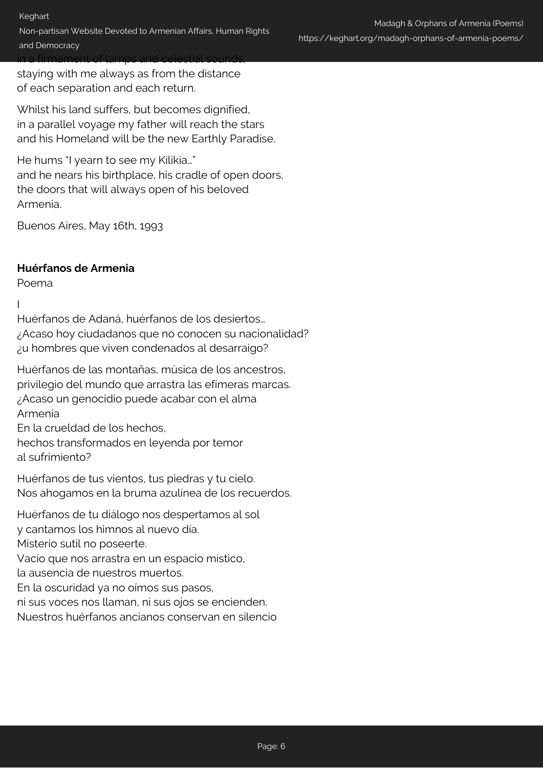in a firmament of lamps and celestial sounds,
staying with me always as from the distance
of each separation and each return.

Whilst his land suffers, but becomes dignified,
in a parallel voyage my father will reach the stars
and his Homeland will be the new Earthly Paradise.

He hums "I yearn to see my Kilikia…"
and he nears his birthplace, his cradle of open doors,
the doors that will always open of his beloved
Armenia.

Buenos Aires, May 16th, 1993

**Huérfanos de Armenia**
Poema

I
Huérfanos de Adaná, huérfanos de los desiertos…
¿Acaso hoy ciudadanos que no conocen su nacionalidad?
¿u hombres que viven condenados al desarraigo?

Huérfanos de las montañas, música de los ancestros,
privilegio del mundo que arrastra las efímeras marcas.
¿Acaso un genocidio puede acabar con el alma
Armenia
En la crueldad de los hechos,
hechos transformados en leyenda por temor
al sufrimiento?

Huérfanos de tus vientos, tus piedras y tu cielo.
Nos ahogamos en la bruma azulínea de los recuerdos.

Huérfanos de tu diálogo nos despertamos al sol
y cantamos los himnos al nuevo día.
Misterio sutil no poseerte.
Vacío que nos arrastra en un espacio místico,
la ausencia de nuestros muertos.
En la oscuridad ya no oímos sus pasos,
ni sus voces nos llaman, ni sus ojos se encienden.
Nuestros huérfanos ancianos conservan en silencio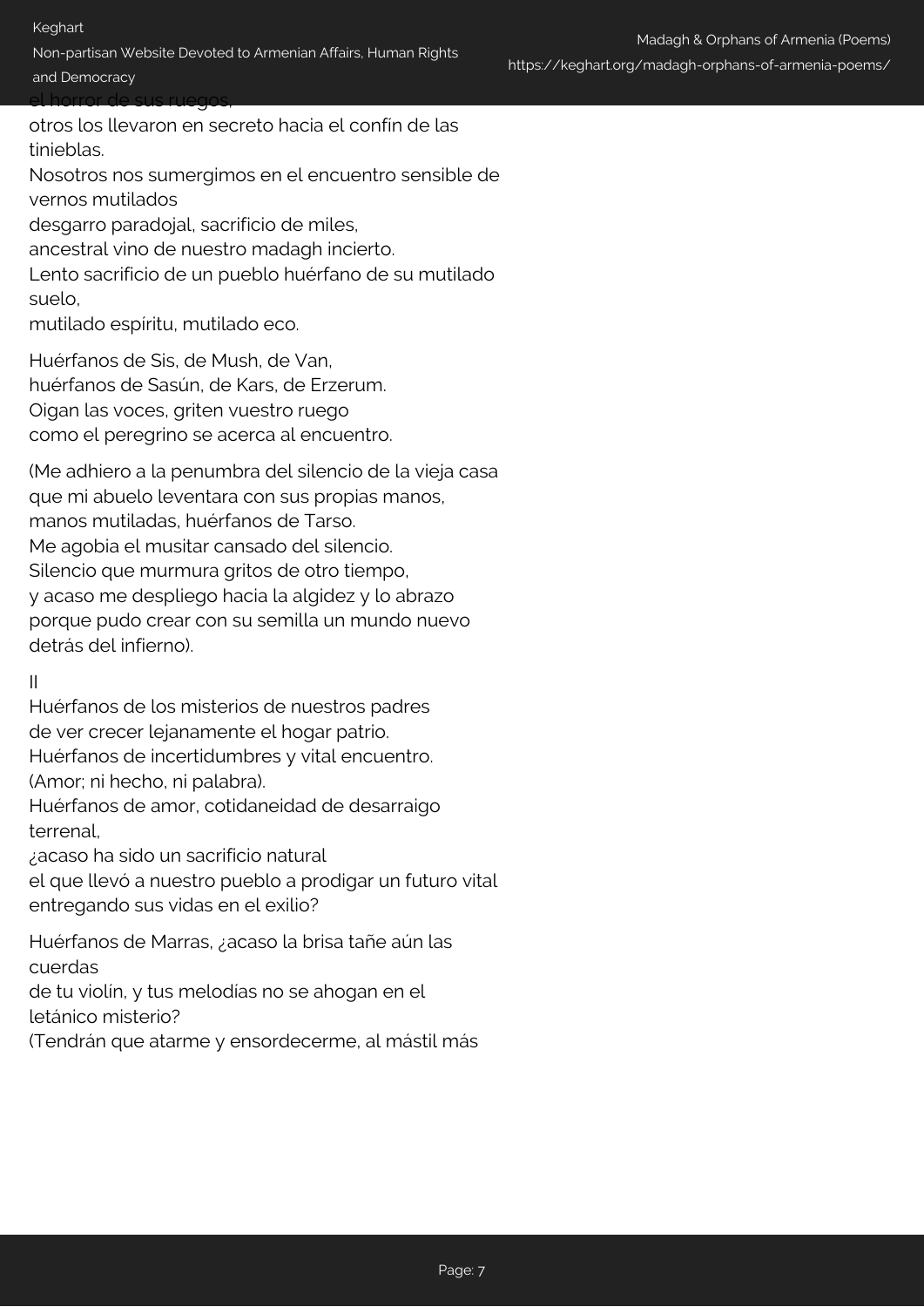el horror de sus ruegos,
otros los llevaron en secreto hacia el confín de las tinieblas.
Nosotros nos sumergimos en el encuentro sensible de vernos mutilados
desgarro paradojal, sacrificio de miles,
ancestral vino de nuestro madagh incierto.
Lento sacrificio de un pueblo huérfano de su mutilado suelo,
mutilado espíritu, mutilado eco.

Huérfanos de Sis, de Mush, de Van,
huérfanos de Sasún, de Kars, de Erzerum.
Oigan las voces, griten vuestro ruego
como el peregrino se acerca al encuentro.

(Me adhiero a la penumbra del silencio de la vieja casa
que mi abuelo leventara con sus propias manos,
manos mutiladas, huérfanos de Tarso.
Me agobia el musitar cansado del silencio.
Silencio que murmura gritos de otro tiempo,
y acaso me despliego hacia la algidez y lo abrazo
porque pudo crear con su semilla un mundo nuevo
detrás del infierno).

II
Huérfanos de los misterios de nuestros padres
de ver crecer lejanamente el hogar patrio.
Huérfanos de incertidumbres y vital encuentro.
(Amor; ni hecho, ni palabra).
Huérfanos de amor, cotidaneidad de desarraigo terrenal,
¿acaso ha sido un sacrificio natural
el que llevó a nuestro pueblo a prodigar un futuro vital
entregando sus vidas en el exilio?

Huérfanos de Marras, ¿acaso la brisa tañe aún las cuerdas
de tu violín, y tus melodías no se ahogan en el letánico misterio?
(Tendrán que atarme y ensordecerme, al mástil más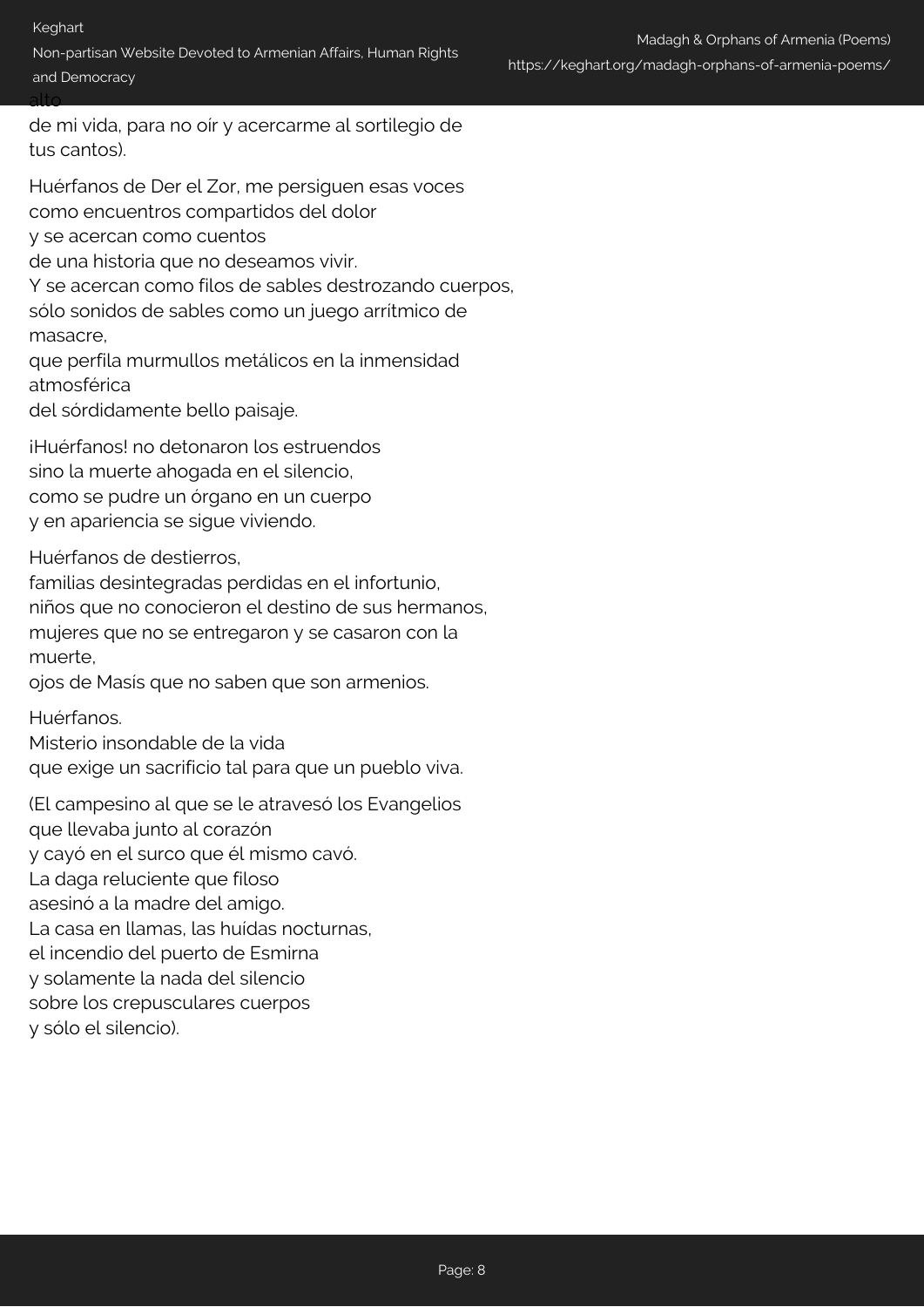alto
de mi vida, para no oír y acercarme al sortilegio de tus cantos).

Huérfanos de Der el Zor, me persiguen esas voces
como encuentros compartidos del dolor
y se acercan como cuentos
de una historia que no deseamos vivir.
Y se acercan como filos de sables destrozando cuerpos,
sólo sonidos de sables como un juego arrítmico de masacre,
que perfila murmullos metálicos en la inmensidad atmosférica
del sórdidamente bello paisaje.

¡Huérfanos! no detonaron los estruendos
sino la muerte ahogada en el silencio,
como se pudre un órgano en un cuerpo
y en apariencia se sigue viviendo.

Huérfanos de destierros,
familias desintegradas perdidas en el infortunio,
niños que no conocieron el destino de sus hermanos,
mujeres que no se entregaron y se casaron con la muerte,
ojos de Masís que no saben que son armenios.

Huérfanos.
Misterio insondable de la vida
que exige un sacrificio tal para que un pueblo viva.

(El campesino al que se le atravesó los Evangelios
que llevaba junto al corazón
y cayó en el surco que él mismo cavó.
La daga reluciente que filoso
asesinó a la madre del amigo.
La casa en llamas, las huídas nocturnas,
el incendio del puerto de Esmirna
y solamente la nada del silencio
sobre los crepusculares cuerpos
y sólo el silencio).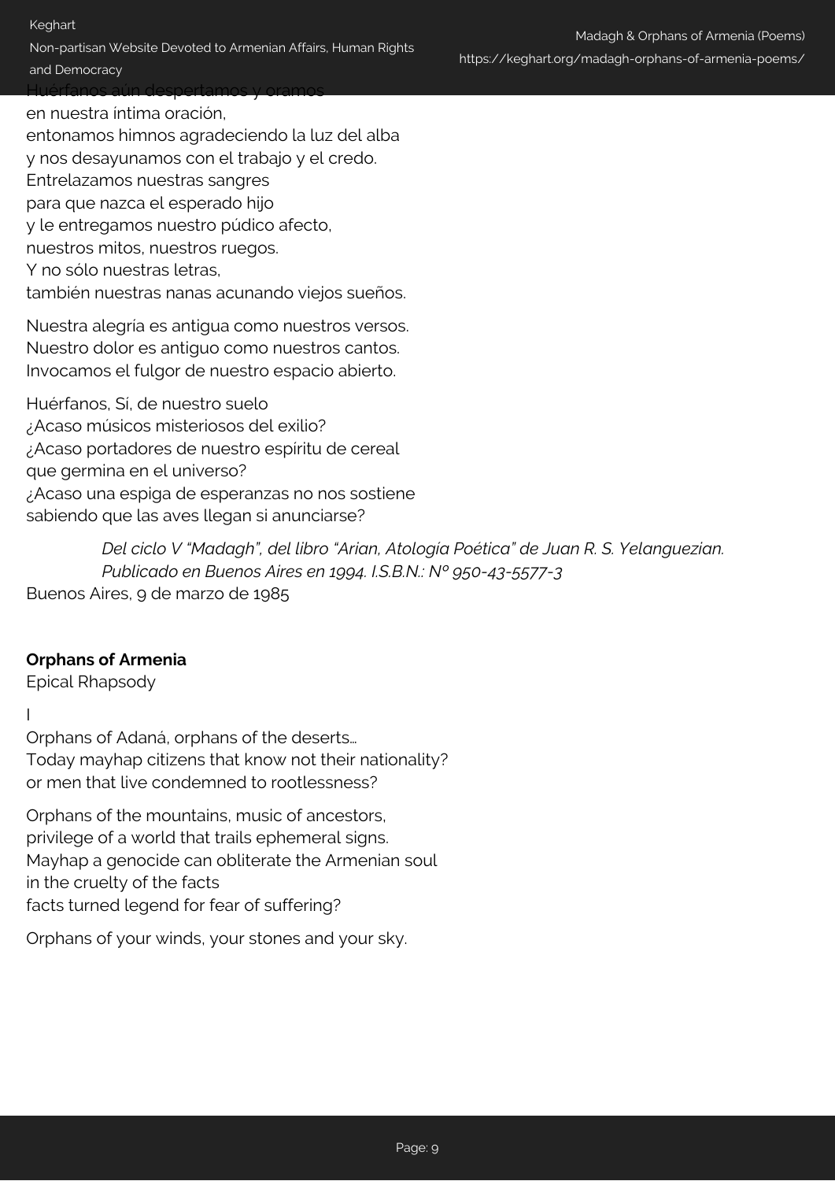Huérfanos aún despertamos y oramos
en nuestra íntima oración,
entonamos himnos agradeciendo la luz del alba
y nos desayunamos con el trabajo y el credo.
Entrelazamos nuestras sangres
para que nazca el esperado hijo
y le entregamos nuestro púdico afecto,
nuestros mitos, nuestros ruegos.
Y no sólo nuestras letras,
también nuestras nanas acunando viejos sueños.

Nuestra alegría es antigua como nuestros versos.
Nuestro dolor es antiguo como nuestros cantos.
Invocamos el fulgor de nuestro espacio abierto.

Huérfanos, Sí, de nuestro suelo
¿Acaso músicos misteriosos del exilio?
¿Acaso portadores de nuestro espíritu de cereal
que germina en el universo?
¿Acaso una espiga de esperanzas no nos sostiene
sabiendo que las aves llegan si anunciarse?

*Del ciclo V "Madagh", del libro "Arian, Atología Poética" de Juan R. S. Yelanguezian. Publicado en Buenos Aires en 1994. I.S.B.N.: Nº 950-43-5577-3*

Buenos Aires, 9 de marzo de 1985

**Orphans of Armenia**

Epical Rhapsody

I

Orphans of Adaná, orphans of the deserts…
Today mayhap citizens that know not their nationality?
or men that live condemned to rootlessness?

Orphans of the mountains, music of ancestors,
privilege of a world that trails ephemeral signs.
Mayhap a genocide can obliterate the Armenian soul
in the cruelty of the facts
facts turned legend for fear of suffering?

Orphans of your winds, your stones and your sky.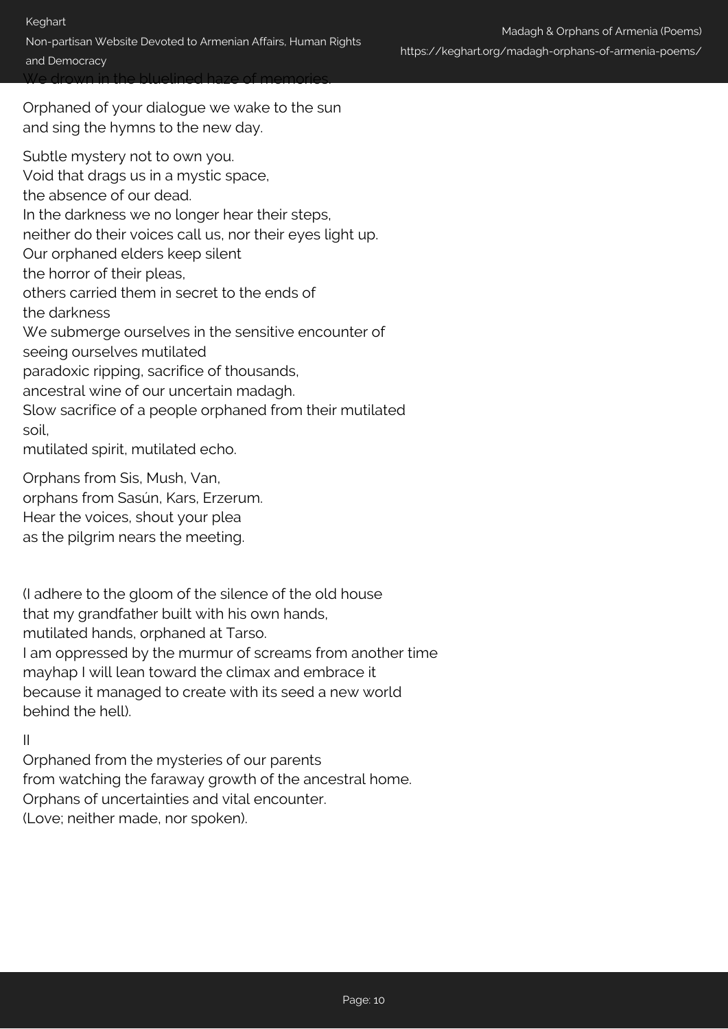We drown in the bluelined haze of memories.

Orphaned of your dialogue we wake to the sun
and sing the hymns to the new day.

Subtle mystery not to own you.
Void that drags us in a mystic space,
the absence of our dead.
In the darkness we no longer hear their steps,
neither do their voices call us, nor their eyes light up.
Our orphaned elders keep silent
the horror of their pleas,
others carried them in secret to the ends of
the darkness
We submerge ourselves in the sensitive encounter of
seeing ourselves mutilated
paradoxic ripping, sacrifice of thousands,
ancestral wine of our uncertain madagh.
Slow sacrifice of a people orphaned from their mutilated
soil,
mutilated spirit, mutilated echo.

Orphans from Sis, Mush, Van,
orphans from Sasún, Kars, Erzerum.
Hear the voices, shout your plea
as the pilgrim nears the meeting.

(I adhere to the gloom of the silence of the old house
that my grandfather built with his own hands,
mutilated hands, orphaned at Tarso.
I am oppressed by the murmur of screams from another time
mayhap I will lean toward the climax and embrace it
because it managed to create with its seed a new world
behind the hell).

II

Orphaned from the mysteries of our parents
from watching the faraway growth of the ancestral home.
Orphans of uncertainties and vital encounter.
(Love; neither made, nor spoken).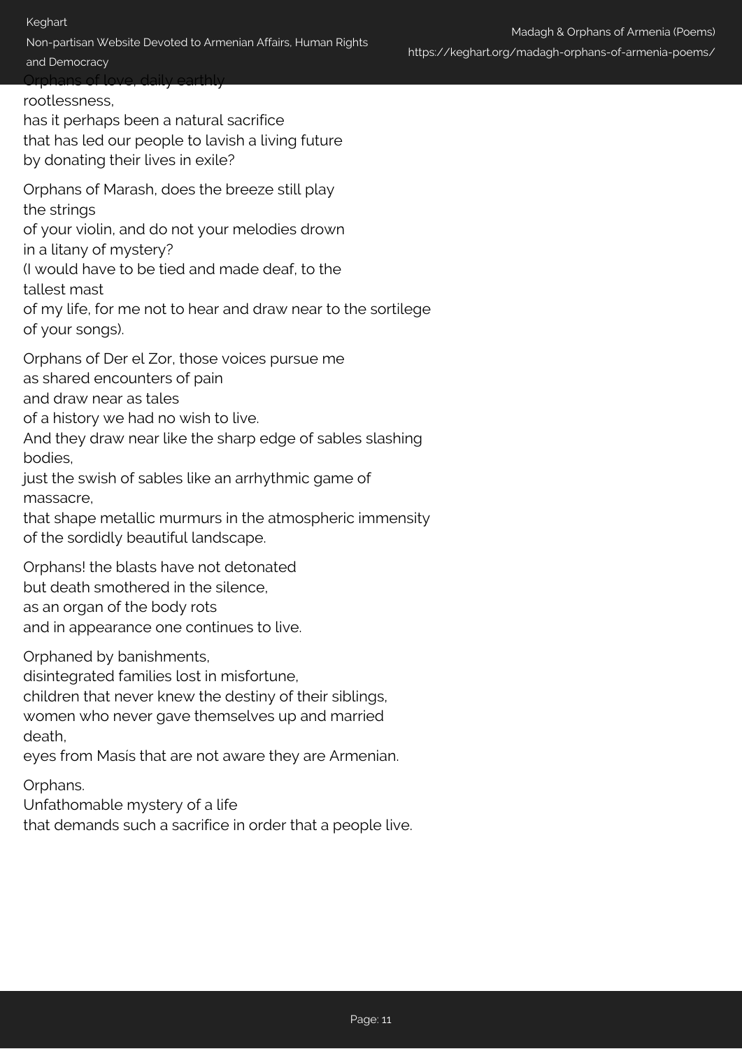Orphans of love, daily earthly
rootlessness,
has it perhaps been a natural sacrifice
that has led our people to lavish a living future
by donating their lives in exile?

Orphans of Marash, does the breeze still play
the strings
of your violin, and do not your melodies drown
in a litany of mystery?
(I would have to be tied and made deaf, to the
tallest mast
of my life, for me not to hear and draw near to the sortilege
of your songs).

Orphans of Der el Zor, those voices pursue me
as shared encounters of pain
and draw near as tales
of a history we had no wish to live.
And they draw near like the sharp edge of sables slashing
bodies,
just the swish of sables like an arrhythmic game of
massacre,
that shape metallic murmurs in the atmospheric immensity
of the sordidly beautiful landscape.

Orphans! the blasts have not detonated
but death smothered in the silence,
as an organ of the body rots
and in appearance one continues to live.

Orphaned by banishments,
disintegrated families lost in misfortune,
children that never knew the destiny of their siblings,
women who never gave themselves up and married
death,
eyes from Masís that are not aware they are Armenian.

Orphans.
Unfathomable mystery of a life
that demands such a sacrifice in order that a people live.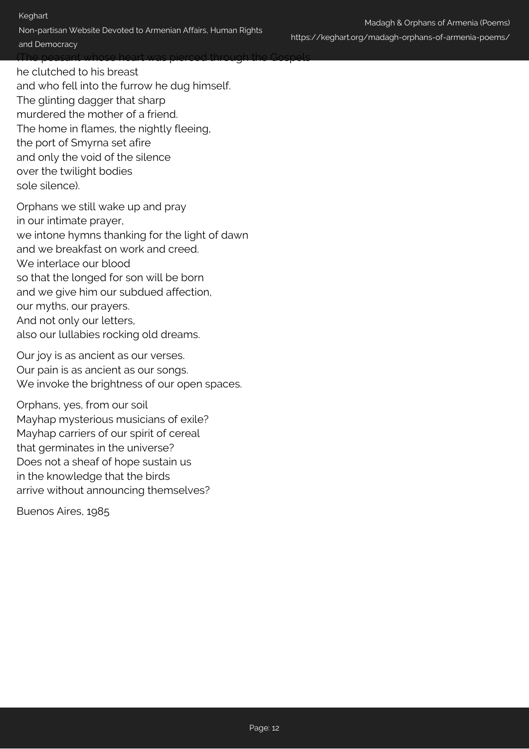(The peasant whose heart was pierced through the Gospels
he clutched to his breast
and who fell into the furrow he dug himself.
The glinting dagger that sharp
murdered the mother of a friend.
The home in flames, the nightly fleeing,
the port of Smyrna set afire
and only the void of the silence
over the twilight bodies
sole silence).

Orphans we still wake up and pray
in our intimate prayer,
we intone hymns thanking for the light of dawn
and we breakfast on work and creed.
We interlace our blood
so that the longed for son will be born
and we give him our subdued affection,
our myths, our prayers.
And not only our letters,
also our lullabies rocking old dreams.

Our joy is as ancient as our verses.
Our pain is as ancient as our songs.
We invoke the brightness of our open spaces.

Orphans, yes, from our soil
Mayhap mysterious musicians of exile?
Mayhap carriers of our spirit of cereal
that germinates in the universe?
Does not a sheaf of hope sustain us
in the knowledge that the birds
arrive without announcing themselves?

Buenos Aires, 1985